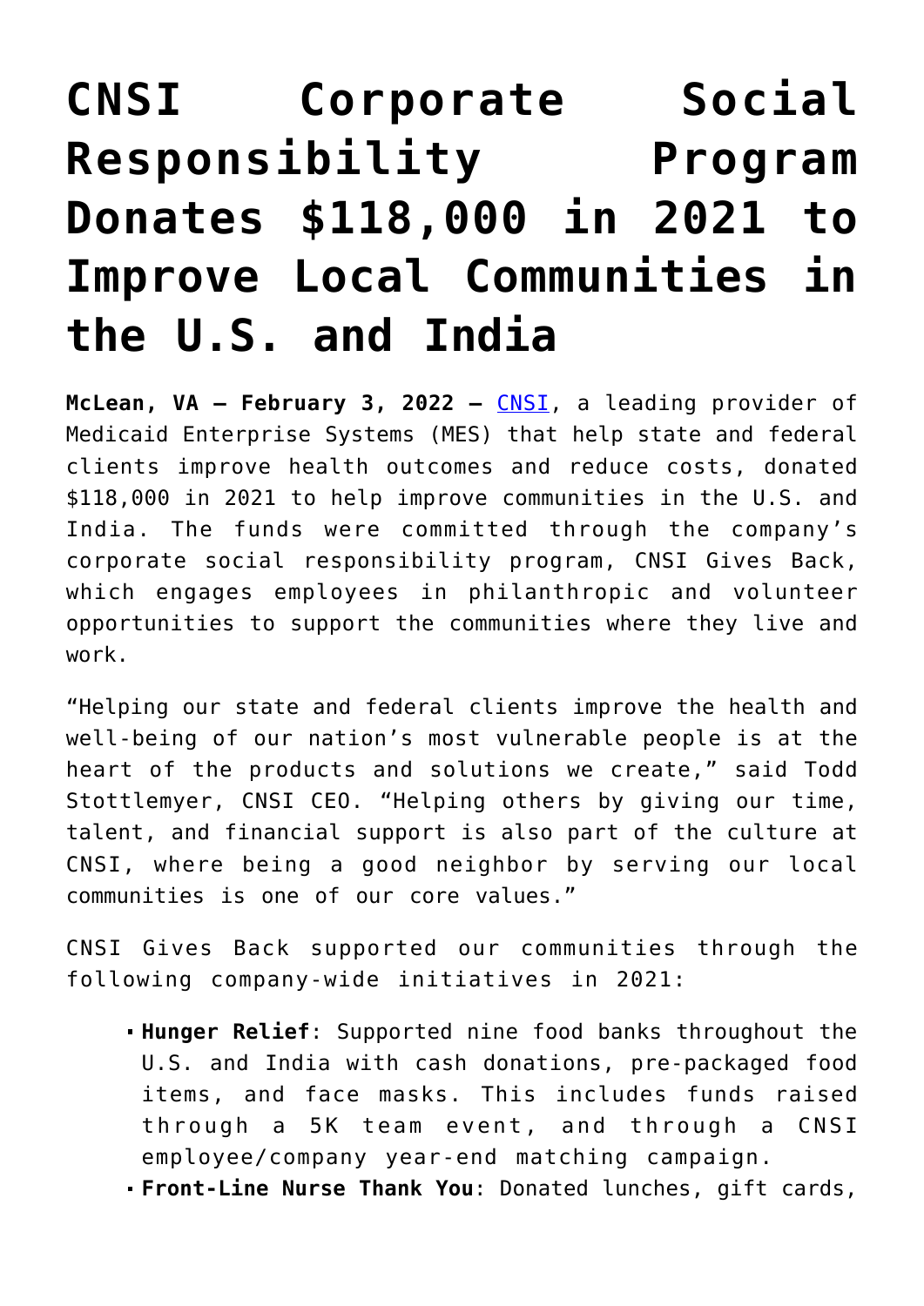# CNSI Corporate Social Responsibility Program Donates $118,000 in 2021 to Improve Local Communities in the U.S. and India

**McLean, VA – February 3, 2022 –** CNSI, a leading provider of Medicaid Enterprise Systems (MES) that help state and federal clients improve health outcomes and reduce costs, donated $118,000 in 2021 to help improve communities in the U.S. and India. The funds were committed through the company's corporate social responsibility program, CNSI Gives Back, which engages employees in philanthropic and volunteer opportunities to support the communities where they live and work.

"Helping our state and federal clients improve the health and well-being of our nation's most vulnerable people is at the heart of the products and solutions we create," said Todd Stottlemyer, CNSI CEO. "Helping others by giving our time, talent, and financial support is also part of the culture at CNSI, where being a good neighbor by serving our local communities is one of our core values."

CNSI Gives Back supported our communities through the following company-wide initiatives in 2021:

- **Hunger Relief**: Supported nine food banks throughout the U.S. and India with cash donations, pre-packaged food items, and face masks. This includes funds raised through a 5K team event, and through a CNSI employee/company year-end matching campaign.
- **Front-Line Nurse Thank You**: Donated lunches, gift cards,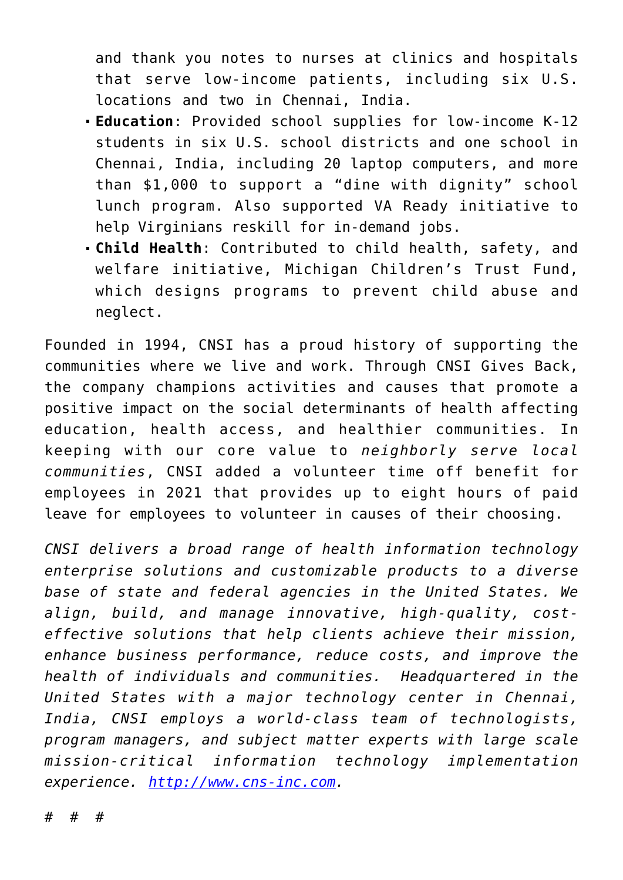and thank you notes to nurses at clinics and hospitals that serve low-income patients, including six U.S. locations and two in Chennai, India.

- **Education**: Provided school supplies for low-income K-12 students in six U.S. school districts and one school in Chennai, India, including 20 laptop computers, and more than $1,000 to support a "dine with dignity" school lunch program. Also supported VA Ready initiative to help Virginians reskill for in-demand jobs.
- **Child Health**: Contributed to child health, safety, and welfare initiative, Michigan Children's Trust Fund, which designs programs to prevent child abuse and neglect.

Founded in 1994, CNSI has a proud history of supporting the communities where we live and work. Through CNSI Gives Back, the company champions activities and causes that promote a positive impact on the social determinants of health affecting education, health access, and healthier communities. In keeping with our core value to *neighborly serve local communities*, CNSI added a volunteer time off benefit for employees in 2021 that provides up to eight hours of paid leave for employees to volunteer in causes of their choosing.

*CNSI delivers a broad range of health information technology enterprise solutions and customizable products to a diverse base of state and federal agencies in the United States. We align, build, and manage innovative, high-quality, cost-effective solutions that help clients achieve their mission, enhance business performance, reduce costs, and improve the health of individuals and communities. Headquartered in the United States with a major technology center in Chennai, India, CNSI employs a world-class team of technologists, program managers, and subject matter experts with large scale mission-critical information technology implementation experience. [http://www.cns-inc.com](http://www.cns-inc.com).*

*# # #*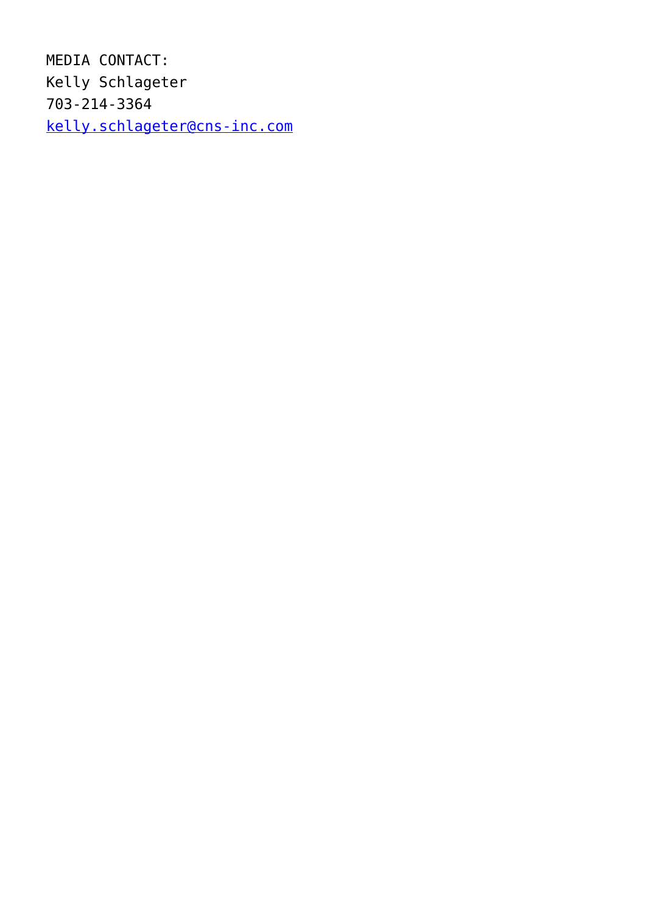MEDIA CONTACT:  
Kelly Schlageter  
703-214-3364  
[kelly.schlageter@cns-inc.com](mailto:kelly.schlageter@cns-inc.com)